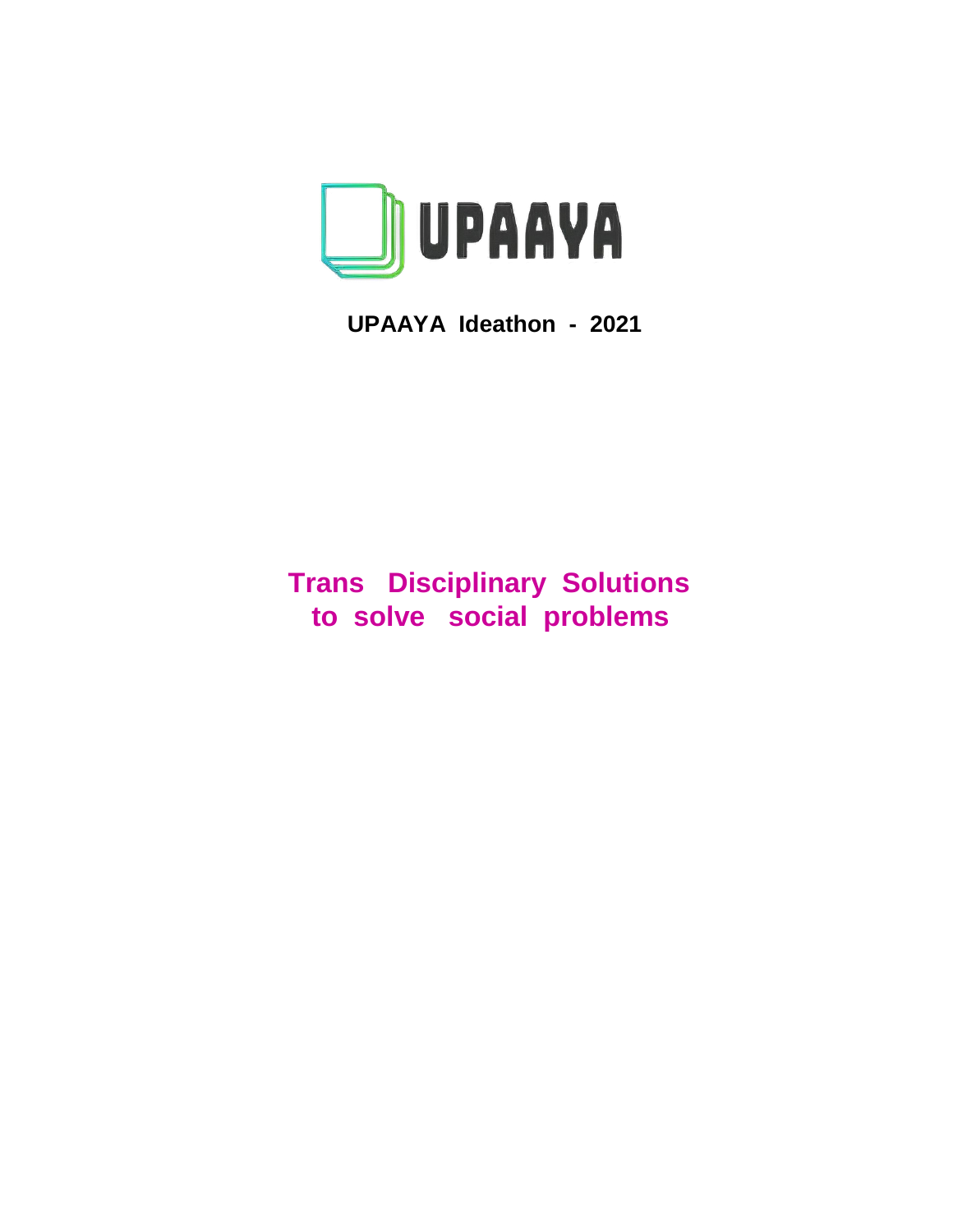UPAAYA

**UPAAYA Ideathon - 2021**

# Trans Disciplinary Solutions to solve social problems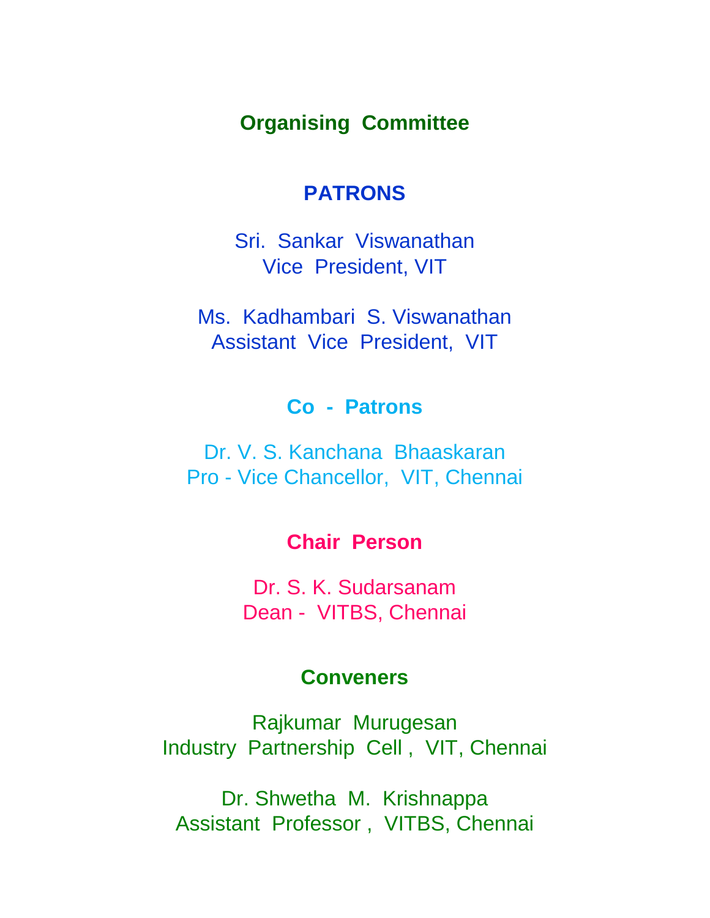# Organising Committee

## PATRONS

Sri. Sankar Viswanathan
Vice President, VIT

Ms. Kadhambari S. Viswanathan
Assistant Vice President, VIT

## Co - Patrons

Dr. V. S. Kanchana Bhaaskaran
Pro - Vice Chancellor, VIT, Chennai

## Chair Person

Dr. S. K. Sudarsanam
Dean - VITBS, Chennai

## Conveners

Rajkumar Murugesan
Industry Partnership Cell , VIT, Chennai

Dr. Shwetha M. Krishnappa
Assistant Professor , VITBS, Chennai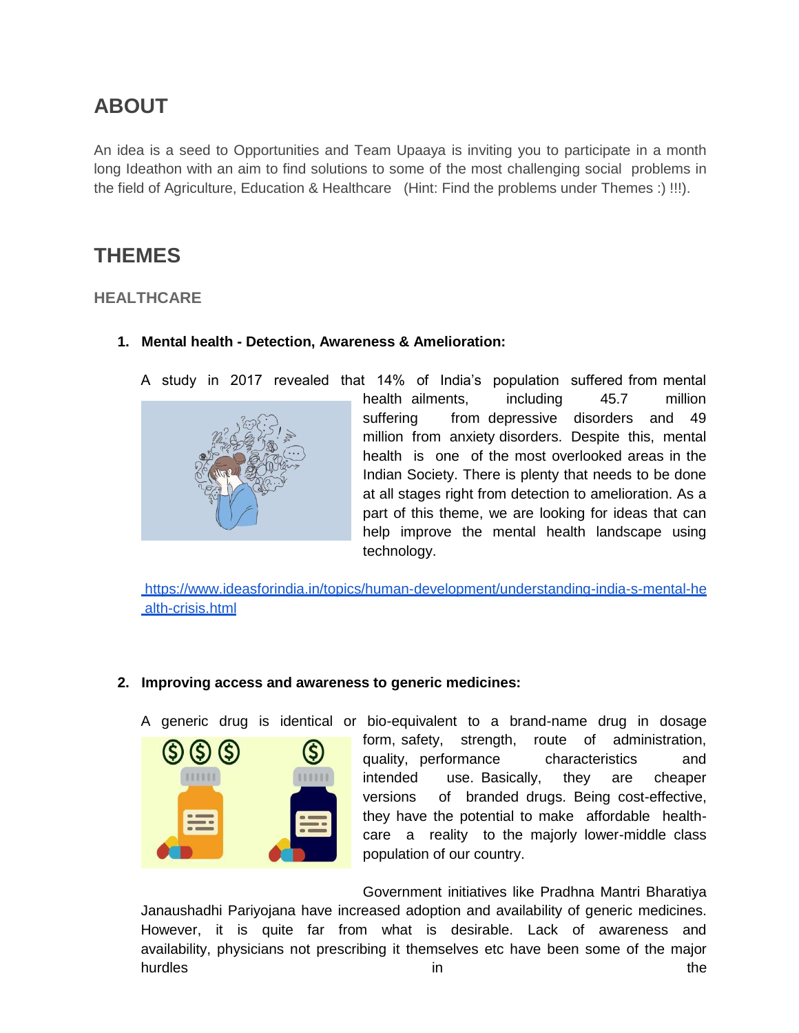# ABOUT

An idea is a seed to Opportunities and Team Upaaya is inviting you to participate in a month long Ideathon with an aim to find solutions to some of the most challenging social problems in the field of Agriculture, Education & Healthcare (Hint: Find the problems under Themes :) !!!).

# THEMES

## HEALTHCARE

1. **Mental health - Detection, Awareness & Amelioration:**

   A study in 2017 revealed that 14% of India's population suffered from mental health ailments, including 45.7 million suffering from depressive disorders and 49 million from anxiety disorders. Despite this, mental health is one of the most overlooked areas in the Indian Society. There is plenty that needs to be done at all stages right from detection to amelioration. As a part of this theme, we are looking for ideas that can help improve the mental health landscape using technology.

   https://www.ideasforindia.in/topics/human-development/understanding-india-s-mental-health-crisis.html

2. **Improving access and awareness to generic medicines:**

   A generic drug is identical or bio-equivalent to a brand-name drug in dosage form, safety, strength, route of administration, quality, performance characteristics and intended use. Basically, they are cheaper versions of branded drugs. Being cost-effective, they have the potential to make affordable health-care a reality to the majorly lower-middle class population of our country.

   Government initiatives like Pradhna Mantri Bharatiya Janaushadhi Pariyojana have increased adoption and availability of generic medicines. However, it is quite far from what is desirable. Lack of awareness and availability, physicians not prescribing it themselves etc have been some of the major hurdles in the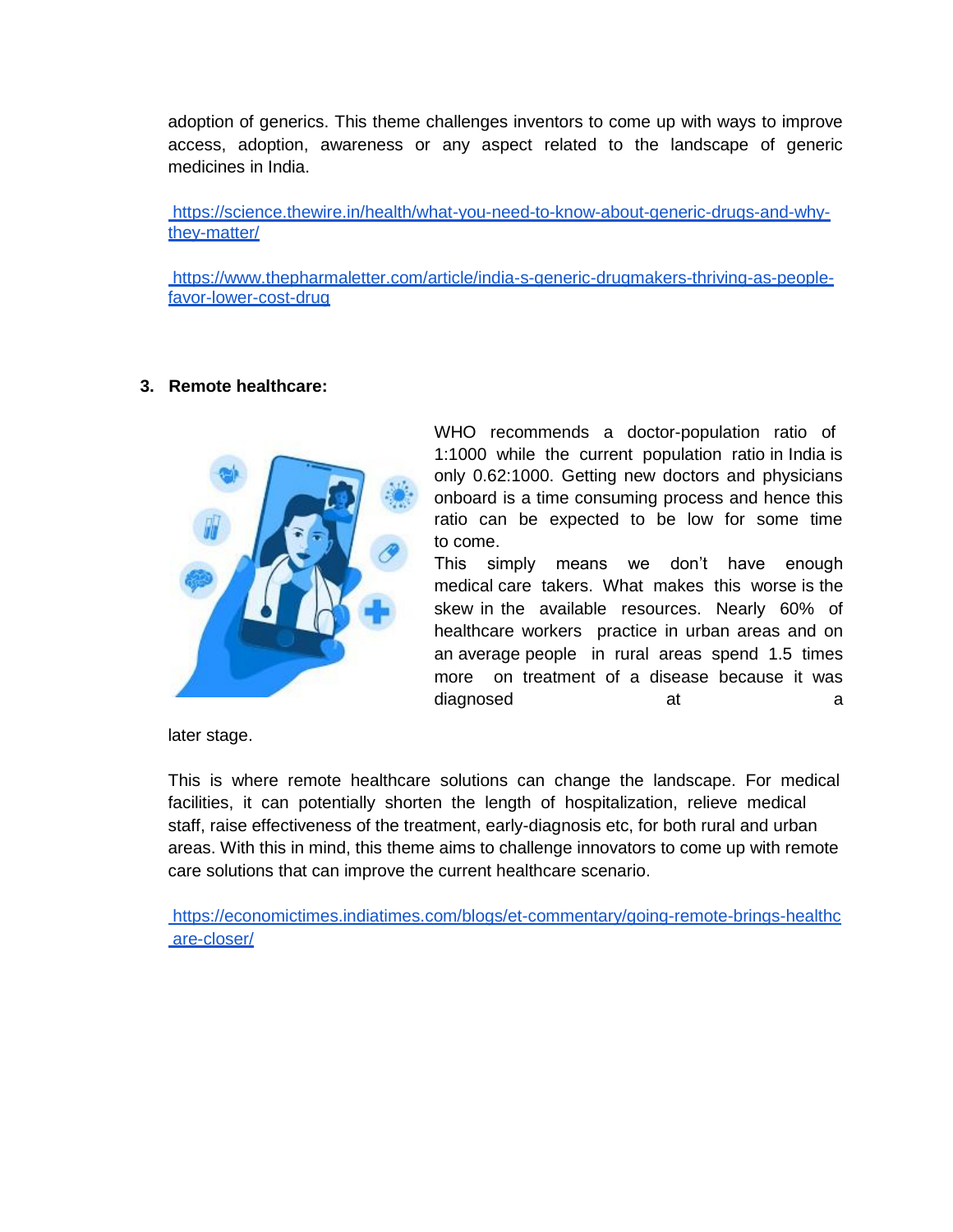adoption of generics. This theme challenges inventors to come up with ways to improve access, adoption, awareness or any aspect related to the landscape of generic medicines in India.

https://science.thewire.in/health/what-you-need-to-know-about-generic-drugs-and-why-they-matter/

https://www.thepharmaletter.com/article/india-s-generic-drugmakers-thriving-as-people-favor-lower-cost-drug

### 3. Remote healthcare:

WHO recommends a doctor-population ratio of 1:1000 while the current population ratio in India is only 0.62:1000. Getting new doctors and physicians onboard is a time consuming process and hence this ratio can be expected to be low for some time to come.

This simply means we don't have enough medical care takers. What makes this worse is the skew in the available resources. Nearly 60% of healthcare workers practice in urban areas and on an average people in rural areas spend 1.5 times more on treatment of a disease because it was diagnosed at a later stage.

This is where remote healthcare solutions can change the landscape. For medical facilities, it can potentially shorten the length of hospitalization, relieve medical staff, raise effectiveness of the treatment, early-diagnosis etc, for both rural and urban areas. With this in mind, this theme aims to challenge innovators to come up with remote care solutions that can improve the current healthcare scenario.

https://economictimes.indiatimes.com/blogs/et-commentary/going-remote-brings-healthcare-closer/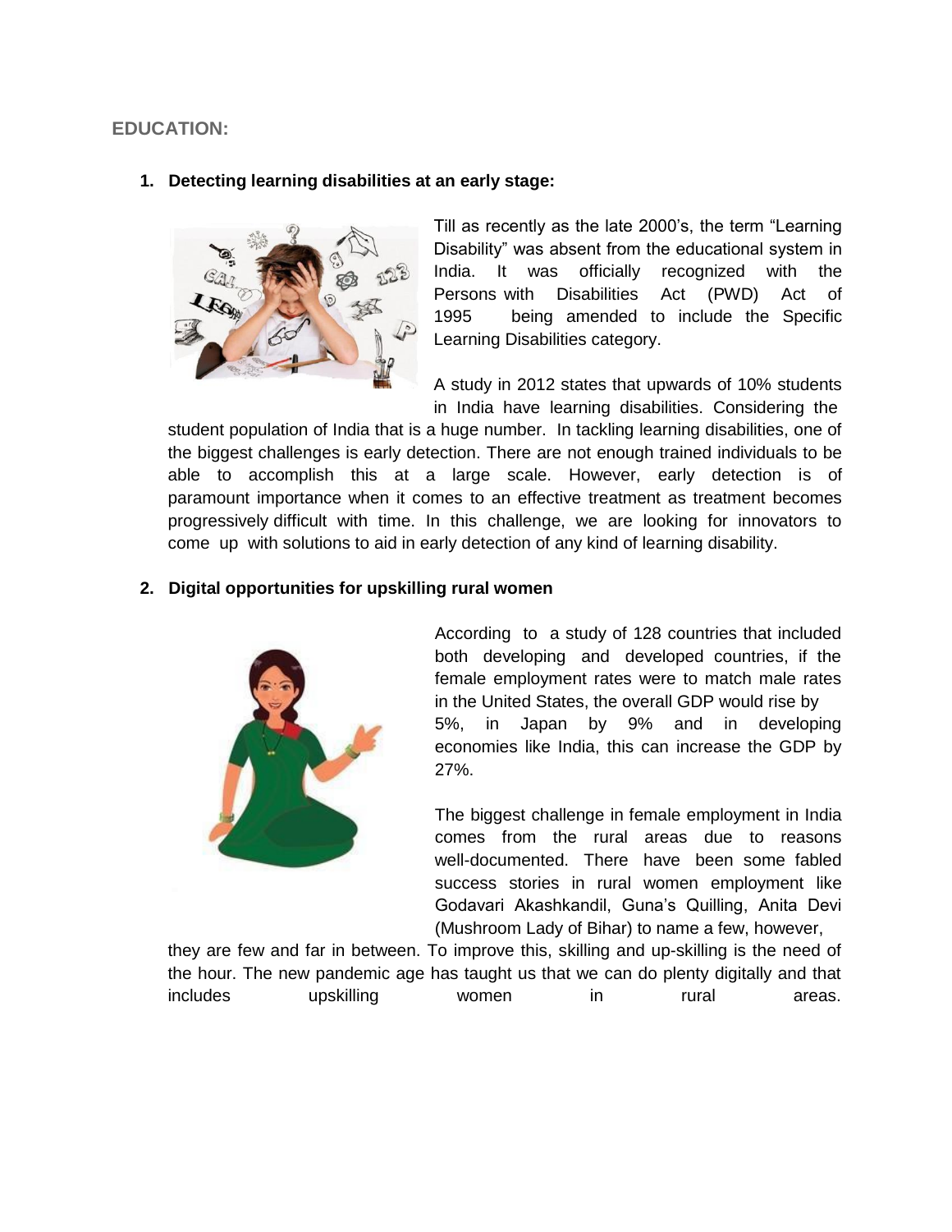## EDUCATION:

### 1. Detecting learning disabilities at an early stage:

Till as recently as the late 2000's, the term "Learning Disability" was absent from the educational system in India. It was officially recognized with the Persons with Disabilities Act (PWD) Act of 1995 being amended to include the Specific Learning Disabilities category.

A study in 2012 states that upwards of 10% students in India have learning disabilities. Considering the student population of India that is a huge number. In tackling learning disabilities, one of the biggest challenges is early detection. There are not enough trained individuals to be able to accomplish this at a large scale. However, early detection is of paramount importance when it comes to an effective treatment as treatment becomes progressively difficult with time. In this challenge, we are looking for innovators to come up with solutions to aid in early detection of any kind of learning disability.

### 2. Digital opportunities for upskilling rural women

According to a study of 128 countries that included both developing and developed countries, if the female employment rates were to match male rates in the United States, the overall GDP would rise by 5%, in Japan by 9% and in developing economies like India, this can increase the GDP by 27%.

The biggest challenge in female employment in India comes from the rural areas due to reasons well-documented. There have been some fabled success stories in rural women employment like Godavari Akashkandil, Guna's Quilling, Anita Devi (Mushroom Lady of Bihar) to name a few, however, they are few and far in between. To improve this, skilling and up-skilling is the need of the hour. The new pandemic age has taught us that we can do plenty digitally and that includes upskilling women in rural areas.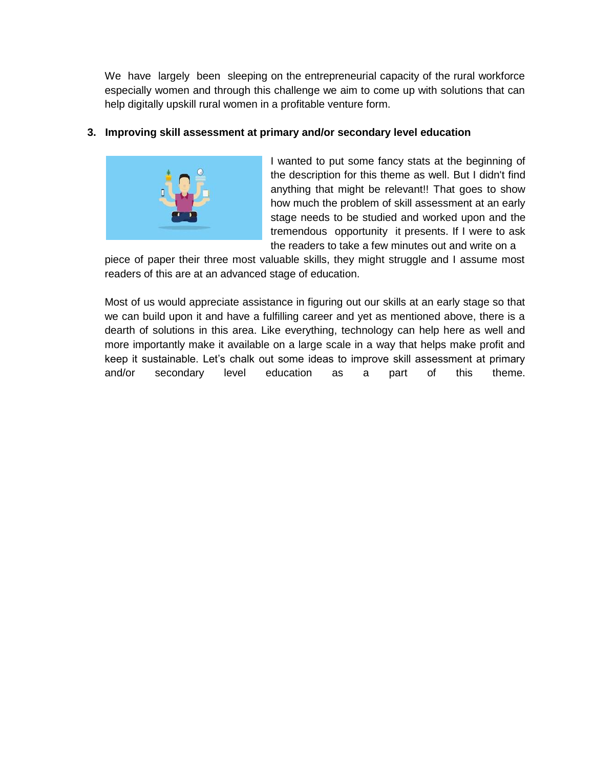We have largely been sleeping on the entrepreneurial capacity of the rural workforce especially women and through this challenge we aim to come up with solutions that can help digitally upskill rural women in a profitable venture form.

### 3. Improving skill assessment at primary and/or secondary level education

I wanted to put some fancy stats at the beginning of the description for this theme as well. But I didn't find anything that might be relevant!! That goes to show how much the problem of skill assessment at an early stage needs to be studied and worked upon and the tremendous opportunity it presents. If I were to ask the readers to take a few minutes out and write on a piece of paper their three most valuable skills, they might struggle and I assume most readers of this are at an advanced stage of education.

Most of us would appreciate assistance in figuring out our skills at an early stage so that we can build upon it and have a fulfilling career and yet as mentioned above, there is a dearth of solutions in this area. Like everything, technology can help here as well and more importantly make it available on a large scale in a way that helps make profit and keep it sustainable. Let's chalk out some ideas to improve skill assessment at primary and/or secondary level education as a part of this theme.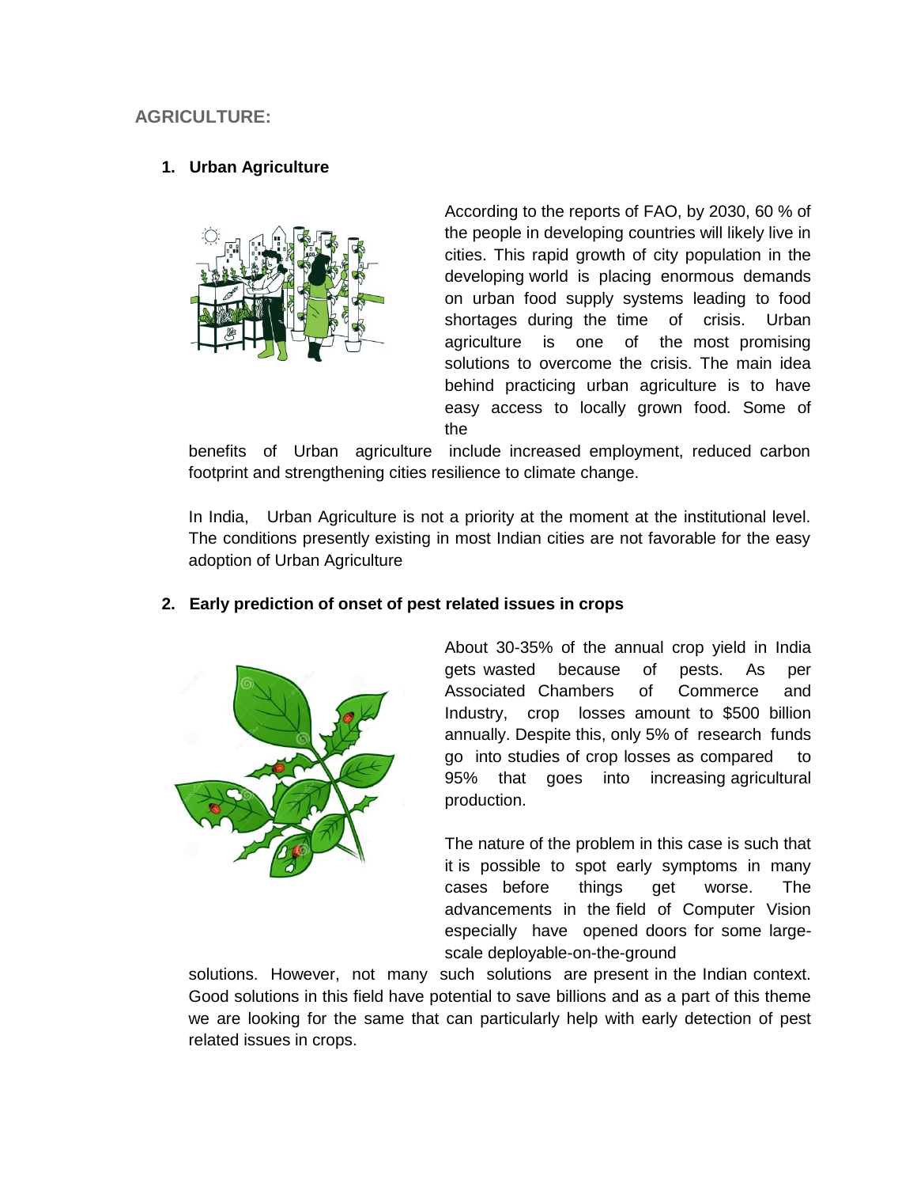## AGRICULTURE:

### 1. Urban Agriculture

According to the reports of FAO, by 2030, 60 % of the people in developing countries will likely live in cities. This rapid growth of city population in the developing world is placing enormous demands on urban food supply systems leading to food shortages during the time of crisis. Urban agriculture is one of the most promising solutions to overcome the crisis. The main idea behind practicing urban agriculture is to have easy access to locally grown food. Some of the benefits of Urban agriculture include increased employment, reduced carbon footprint and strengthening cities resilience to climate change.

In India, Urban Agriculture is not a priority at the moment at the institutional level. The conditions presently existing in most Indian cities are not favorable for the easy adoption of Urban Agriculture

### 2. Early prediction of onset of pest related issues in crops

About 30-35% of the annual crop yield in India gets wasted because of pests. As per Associated Chambers of Commerce and Industry, crop losses amount to $500 billion annually. Despite this, only 5% of research funds go into studies of crop losses as compared to 95% that goes into increasing agricultural production.

The nature of the problem in this case is such that it is possible to spot early symptoms in many cases before things get worse. The advancements in the field of Computer Vision especially have opened doors for some large-scale deployable-on-the-ground solutions. However, not many such solutions are present in the Indian context. Good solutions in this field have potential to save billions and as a part of this theme we are looking for the same that can particularly help with early detection of pest related issues in crops.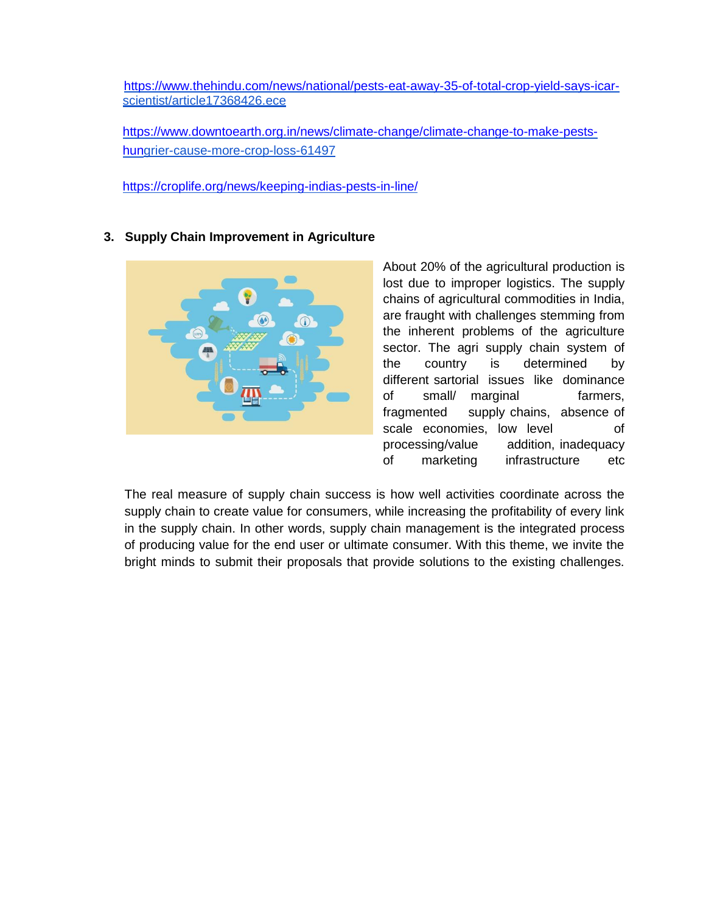https://www.thehindu.com/news/national/pests-eat-away-35-of-total-crop-yield-says-icar-scientist/article17368426.ece

https://www.downtoearth.org.in/news/climate-change/climate-change-to-make-pests-hungrier-cause-more-crop-loss-61497

https://croplife.org/news/keeping-indias-pests-in-line/

### 3. Supply Chain Improvement in Agriculture

About 20% of the agricultural production is lost due to improper logistics. The supply chains of agricultural commodities in India, are fraught with challenges stemming from the inherent problems of the agriculture sector. The agri supply chain system of the country is determined by different sartorial issues like dominance of small/ marginal farmers, fragmented supply chains, absence of scale economies, low level of processing/value addition, inadequacy of marketing infrastructure etc

The real measure of supply chain success is how well activities coordinate across the supply chain to create value for consumers, while increasing the profitability of every link in the supply chain. In other words, supply chain management is the integrated process of producing value for the end user or ultimate consumer. With this theme, we invite the bright minds to submit their proposals that provide solutions to the existing challenges.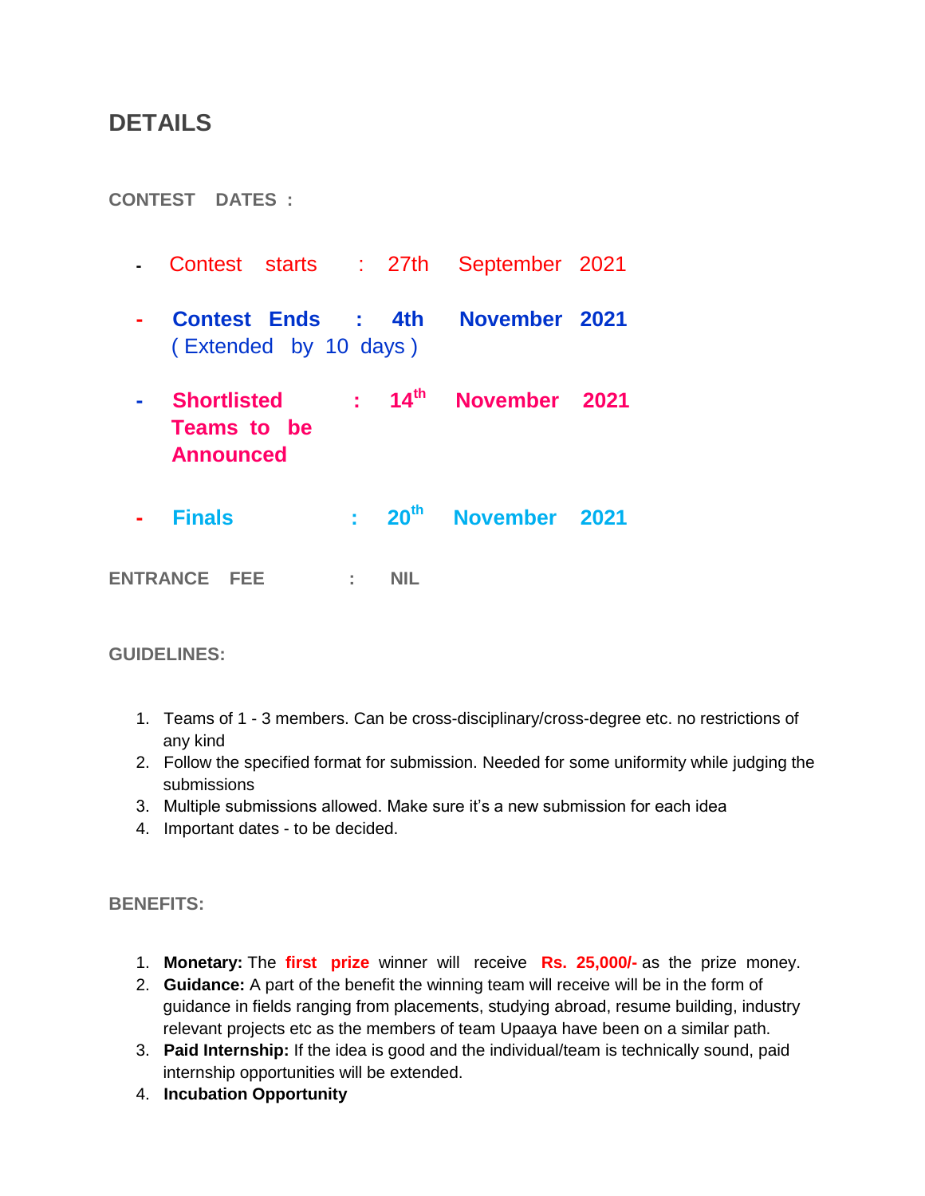# DETAILS

**CONTEST DATES :**

- Contest starts : 27th September 2021
- **Contest Ends : 4th November 2021**
  ( Extended by 10 days )
- **Shortlisted Teams to be Announced : 14th November 2021**
- **Finals : 20th November 2021**

**ENTRANCE FEE : NIL**

**GUIDELINES:**

1. Teams of 1 - 3 members. Can be cross-disciplinary/cross-degree etc. no restrictions of any kind
2. Follow the specified format for submission. Needed for some uniformity while judging the submissions
3. Multiple submissions allowed. Make sure it's a new submission for each idea
4. Important dates - to be decided.

**BENEFITS:**

1. **Monetary:** The **first prize** winner will receive **Rs. 25,000/-** as the prize money.
2. **Guidance:** A part of the benefit the winning team will receive will be in the form of guidance in fields ranging from placements, studying abroad, resume building, industry relevant projects etc as the members of team Upaaya have been on a similar path.
3. **Paid Internship:** If the idea is good and the individual/team is technically sound, paid internship opportunities will be extended.
4. **Incubation Opportunity**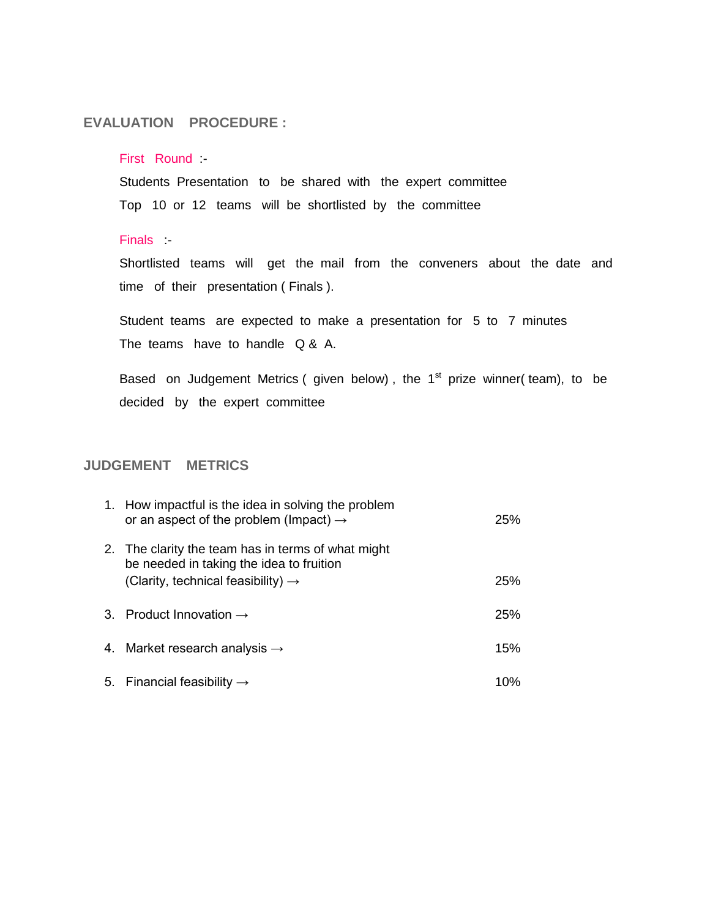## EVALUATION PROCEDURE :

**First Round** :-

Students Presentation to be shared with the expert committee

Top 10 or 12 teams will be shortlisted by the committee

**Finals** :-

Shortlisted teams will get the mail from the conveners about the date and time of their presentation ( Finals ).

Student teams are expected to make a presentation for 5 to 7 minutes

The teams have to handle Q & A.

Based on Judgement Metrics ( given below) , the 1st prize winner( team), to be decided by the expert committee

## JUDGEMENT METRICS

| | | |
|---|---|---|
| 1. | How impactful is the idea in solving the problem or an aspect of the problem (Impact) → | 25% |
| 2. | The clarity the team has in terms of what might be needed in taking the idea to fruition (Clarity, technical feasibility) → | 25% |
| 3. | Product Innovation → | 25% |
| 4. | Market research analysis → | 15% |
| 5. | Financial feasibility → | 10% |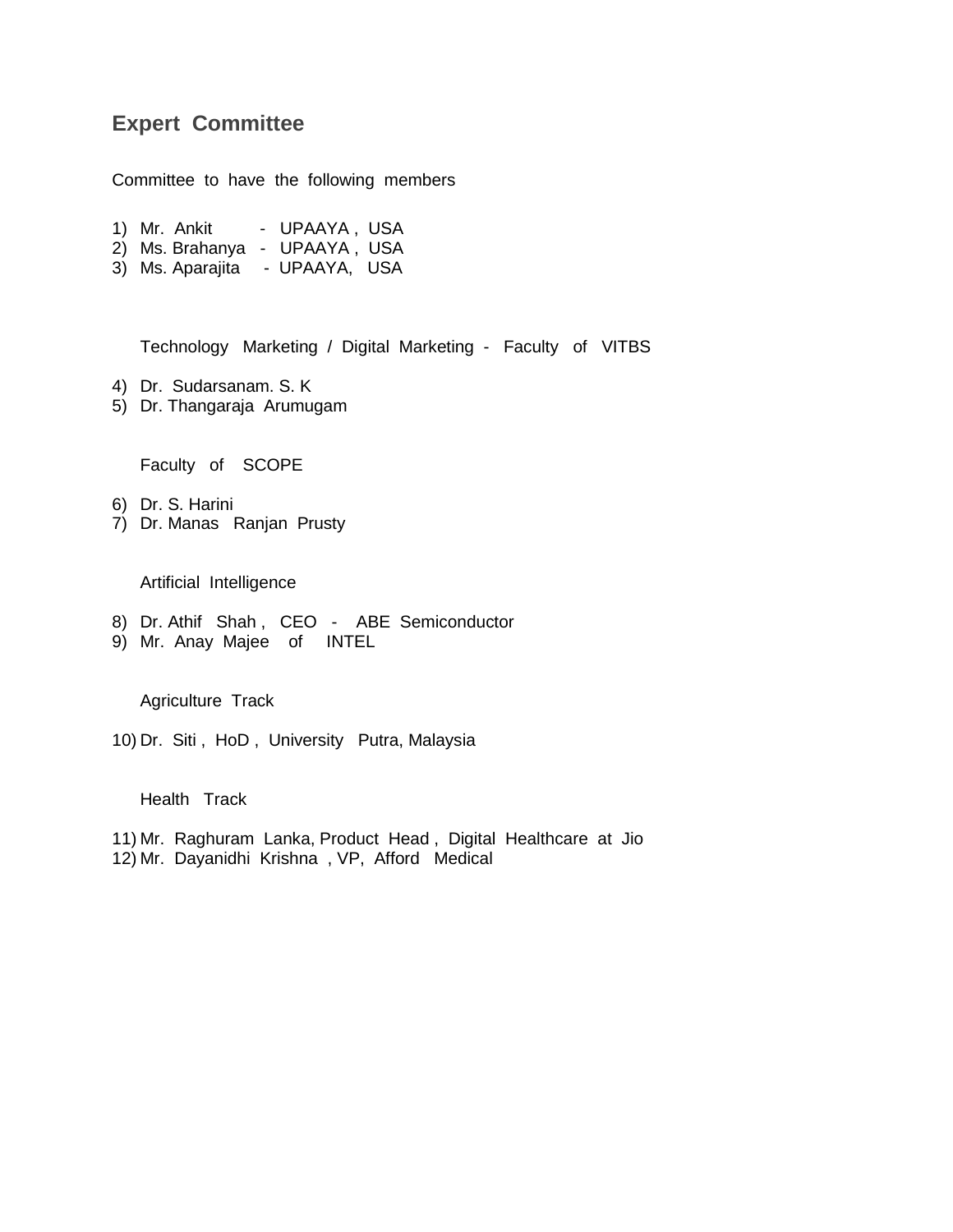## Expert Committee

Committee to have the following members

1) Mr. Ankit - UPAAYA , USA
2) Ms. Brahanya - UPAAYA , USA
3) Ms. Aparajita - UPAAYA, USA

Technology Marketing / Digital Marketing - Faculty of VITBS

4) Dr. Sudarsanam. S. K
5) Dr. Thangaraja Arumugam

Faculty of SCOPE

6) Dr. S. Harini
7) Dr. Manas Ranjan Prusty

Artificial Intelligence

8) Dr. Athif Shah , CEO - ABE Semiconductor
9) Mr. Anay Majee of INTEL

Agriculture Track

10) Dr. Siti , HoD , University Putra, Malaysia

Health Track

11) Mr. Raghuram Lanka, Product Head , Digital Healthcare at Jio
12) Mr. Dayanidhi Krishna , VP, Afford Medical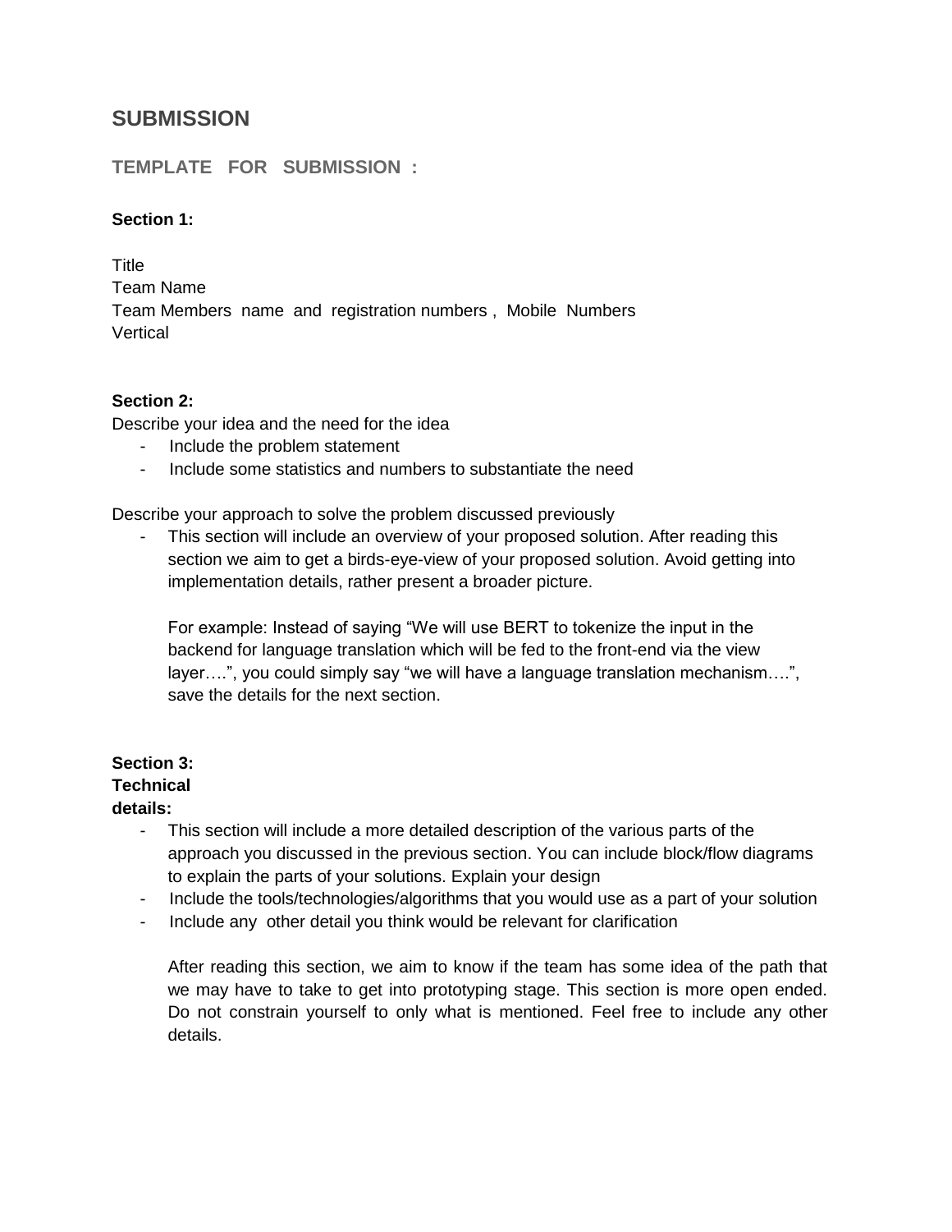## SUBMISSION

### TEMPLATE FOR SUBMISSION :

**Section 1:**

Title
Team Name
Team Members name and registration numbers , Mobile Numbers
Vertical

**Section 2:**
Describe your idea and the need for the idea

- Include the problem statement
- Include some statistics and numbers to substantiate the need

Describe your approach to solve the problem discussed previously

- This section will include an overview of your proposed solution. After reading this section we aim to get a birds-eye-view of your proposed solution. Avoid getting into implementation details, rather present a broader picture.

  For example: Instead of saying "We will use BERT to tokenize the input in the backend for language translation which will be fed to the front-end via the view layer….", you could simply say "we will have a language translation mechanism….", save the details for the next section.

**Section 3:**
**Technical details:**

- This section will include a more detailed description of the various parts of the approach you discussed in the previous section. You can include block/flow diagrams to explain the parts of your solutions. Explain your design
- Include the tools/technologies/algorithms that you would use as a part of your solution
- Include any other detail you think would be relevant for clarification

  After reading this section, we aim to know if the team has some idea of the path that we may have to take to get into prototyping stage. This section is more open ended. Do not constrain yourself to only what is mentioned. Feel free to include any other details.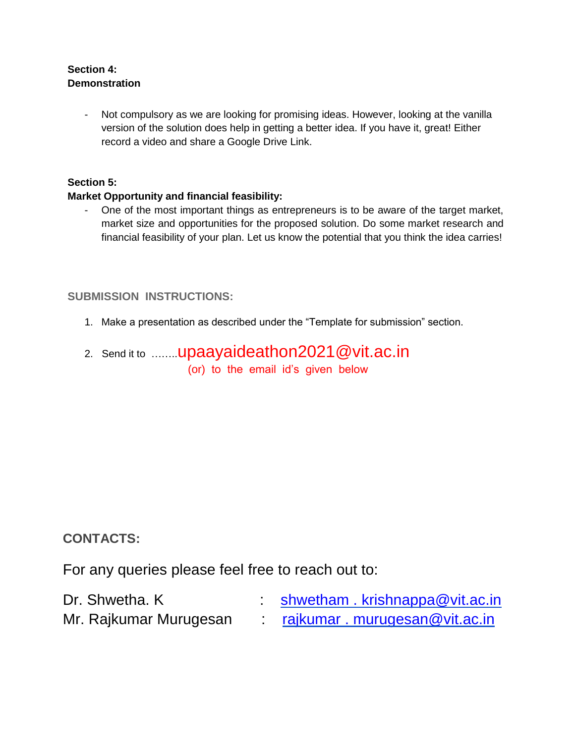**Section 4:**
**Demonstration**

- Not compulsory as we are looking for promising ideas. However, looking at the vanilla version of the solution does help in getting a better idea. If you have it, great! Either record a video and share a Google Drive Link.

**Section 5:**
**Market Opportunity and financial feasibility:**

- One of the most important things as entrepreneurs is to be aware of the target market, market size and opportunities for the proposed solution. Do some market research and financial feasibility of your plan. Let us know the potential that you think the idea carries!

**SUBMISSION INSTRUCTIONS:**

1. Make a presentation as described under the "Template for submission" section.
2. Send it to ……..upaayaideathon2021@vit.ac.in
   (or) to the email id's given below

**CONTACTS:**

For any queries please feel free to reach out to:

Dr. Shwetha. K : shwetham . krishnappa@vit.ac.in
Mr. Rajkumar Murugesan : rajkumar . murugesan@vit.ac.in